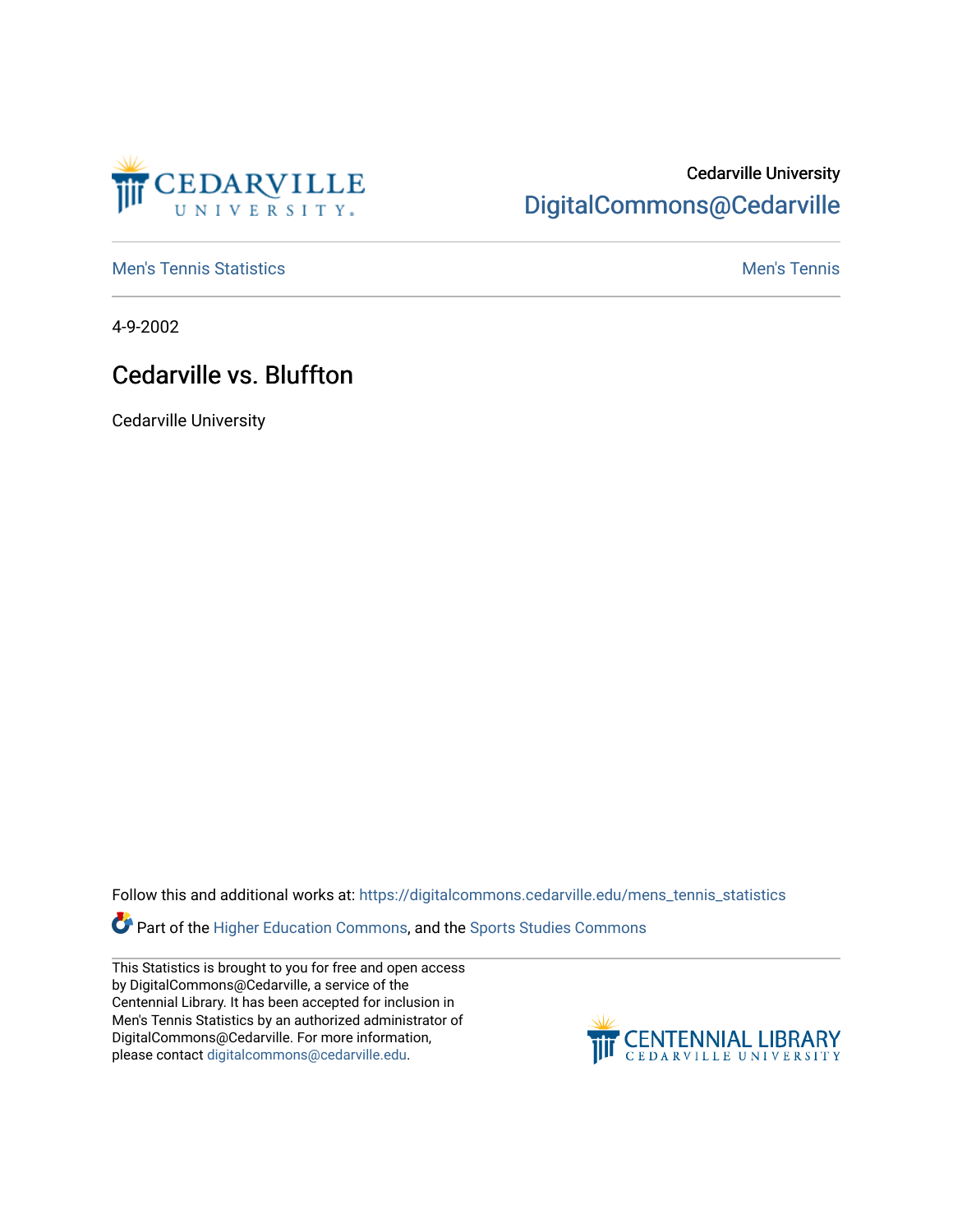Cedarville University

DigitalCommons@Cedarville

Men's Tennis Statistics

Men's Tennis

4-9-2002

# Cedarville vs. Bluffton

Cedarville University

Follow this and additional works at: https://digitalcommons.cedarville.edu/mens_tennis_statistics

Part of the Higher Education Commons, and the Sports Studies Commons

This Statistics is brought to you for free and open access by DigitalCommons@Cedarville, a service of the Centennial Library. It has been accepted for inclusion in Men's Tennis Statistics by an authorized administrator of DigitalCommons@Cedarville. For more information, please contact digitalcommons@cedarville.edu.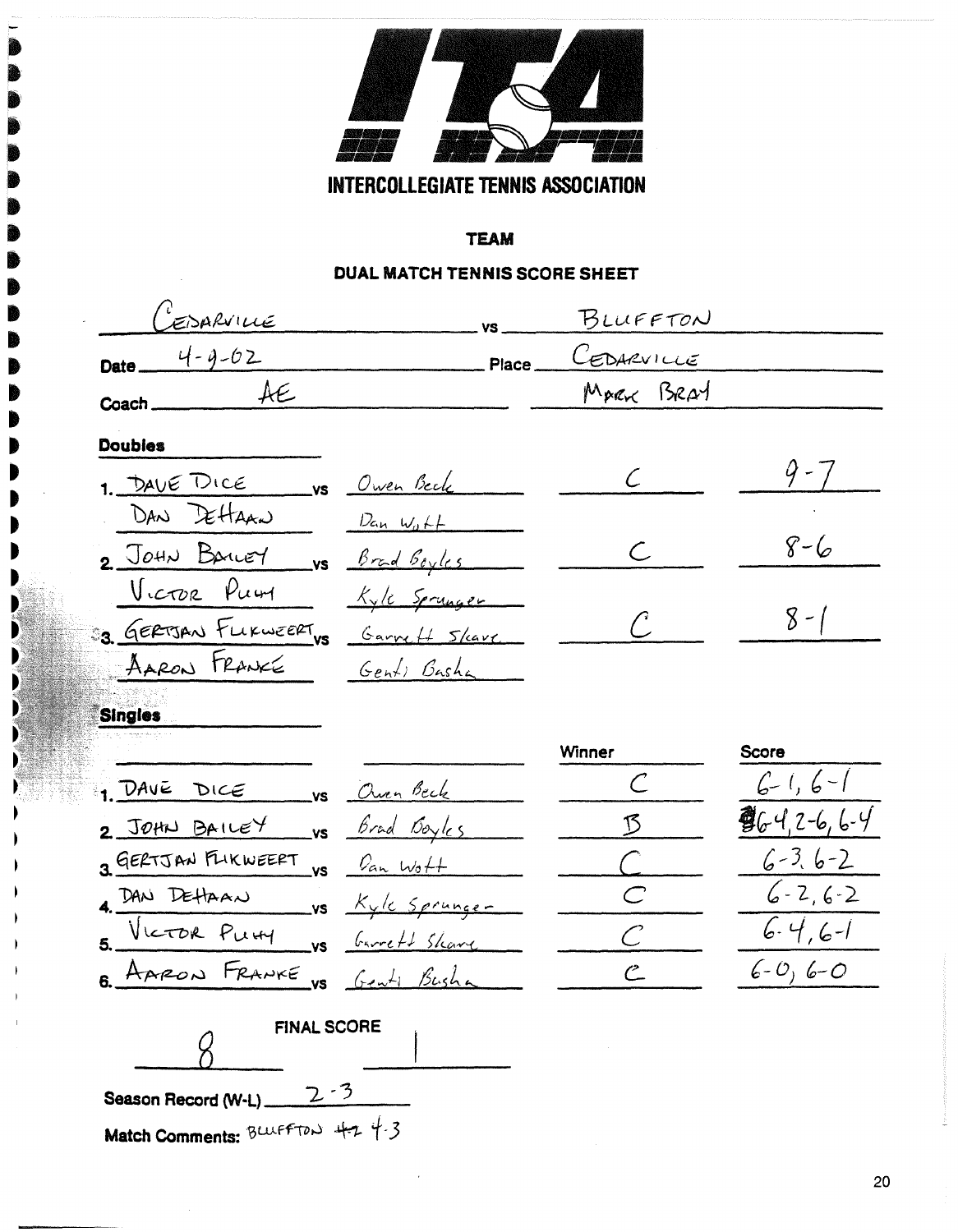# INTERCOLLEGIATE TENNIS ASSOCIATION

## TEAM

## DUAL MATCH TENNIS SCORE SHEET

CEDARVILLE vs BLUFFTON

Date 4-9-02 Place CEDARVILLE

Coach AE MARK BRAY

**Doubles**

| | | | | |
|---|---|---|---|---|
| 1. | DAVE DICE / DAN DEHAAN | vs Owen Beck / Dan Wolf | C | 9-7 |
| 2. | JOHN BAILEY / VICTOR PUHY | vs Brad Boyles / Kyle Sprunger | C | 8-6 |
| 3. | GERTJAN FLIKWEERT / AARON FRANKE | vs Garrett Shave / Genti Basha | C | 8-1 |

**Singles**

| | | | Winner | Score |
|---|---|---|---|---|
| 1. | DAVE DICE | vs Owen Beck | C | 6-1, 6-1 |
| 2. | JOHN BAILEY | vs Brad Boyles | B | 6-4, 2-6, 6-4 |
| 3. | GERTJAN FLIKWEERT | vs Dan Wolf | C | 6-3, 6-2 |
| 4. | DAN DEHAAN | vs Kyle Sprunger | C | 6-2, 6-2 |
| 5. | VICTOR PUHY | vs Garrett Shave | C | 6-4, 6-1 |
| 6. | AARON FRANKE | vs Genti Basha | C | 6-0, 6-0 |

**FINAL SCORE**

8 1

**Season Record (W-L)** 2-3

**Match Comments:** BLUFFTON 4-3